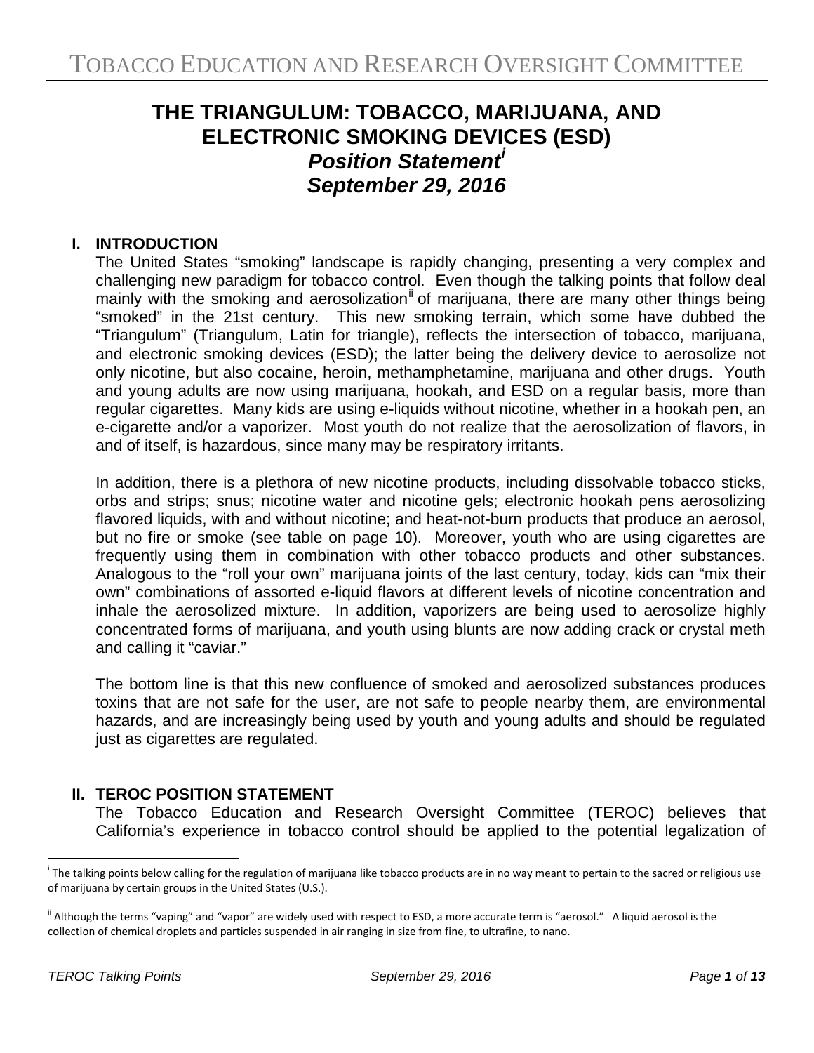# THE TRIANGULUM: TOBACCO, MARIJUANA, AND ELECTRONIC SMOKING DEVICES (ESD)

## *Position Statement*[i]

## *September 29, 2016*

### I. INTRODUCTION

The United States "smoking" landscape is rapidly changing, presenting a very complex and challenging new paradigm for tobacco control. Even though the talking points that follow deal mainly with the smoking and aerosolization[ii] of marijuana, there are many other things being "smoked" in the 21st century. This new smoking terrain, which some have dubbed the "Triangulum" (Triangulum, Latin for triangle), reflects the intersection of tobacco, marijuana, and electronic smoking devices (ESD); the latter being the delivery device to aerosolize not only nicotine, but also cocaine, heroin, methamphetamine, marijuana and other drugs. Youth and young adults are now using marijuana, hookah, and ESD on a regular basis, more than regular cigarettes. Many kids are using e-liquids without nicotine, whether in a hookah pen, an e-cigarette and/or a vaporizer. Most youth do not realize that the aerosolization of flavors, in and of itself, is hazardous, since many may be respiratory irritants.

In addition, there is a plethora of new nicotine products, including dissolvable tobacco sticks, orbs and strips; snus; nicotine water and nicotine gels; electronic hookah pens aerosolizing flavored liquids, with and without nicotine; and heat-not-burn products that produce an aerosol, but no fire or smoke (see table on page 10). Moreover, youth who are using cigarettes are frequently using them in combination with other tobacco products and other substances. Analogous to the "roll your own" marijuana joints of the last century, today, kids can "mix their own" combinations of assorted e-liquid flavors at different levels of nicotine concentration and inhale the aerosolized mixture. In addition, vaporizers are being used to aerosolize highly concentrated forms of marijuana, and youth using blunts are now adding crack or crystal meth and calling it "caviar."

The bottom line is that this new confluence of smoked and aerosolized substances produces toxins that are not safe for the user, are not safe to people nearby them, are environmental hazards, and are increasingly being used by youth and young adults and should be regulated just as cigarettes are regulated.

### II. TEROC POSITION STATEMENT

The Tobacco Education and Research Oversight Committee (TEROC) believes that California's experience in tobacco control should be applied to the potential legalization of

---

[i] The talking points below calling for the regulation of marijuana like tobacco products are in no way meant to pertain to the sacred or religious use of marijuana by certain groups in the United States (U.S.).

[ii] Although the terms "vaping" and "vapor" are widely used with respect to ESD, a more accurate term is "aerosol." A liquid aerosol is the collection of chemical droplets and particles suspended in air ranging in size from fine, to ultrafine, to nano.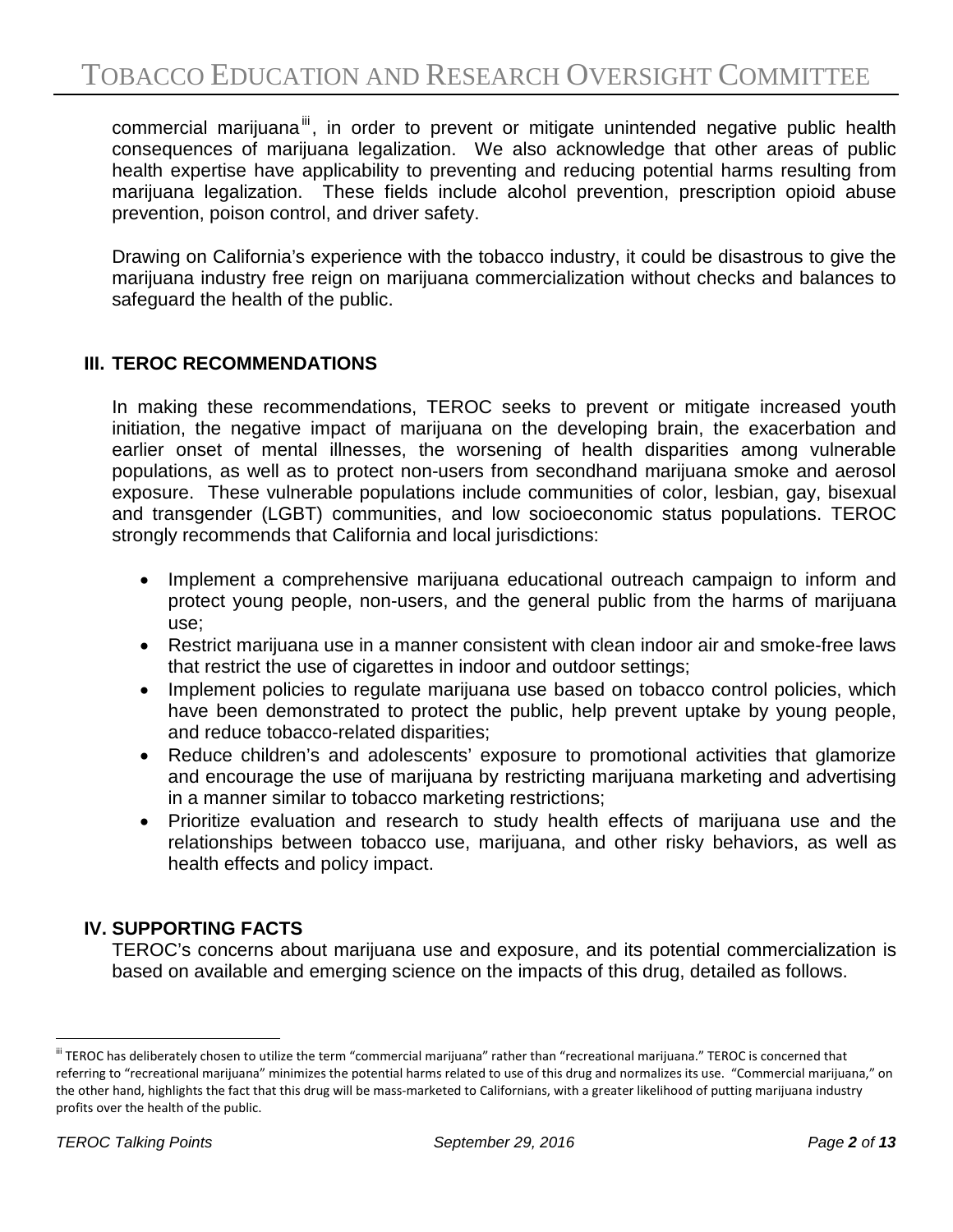commercial marijuana[iii], in order to prevent or mitigate unintended negative public health consequences of marijuana legalization. We also acknowledge that other areas of public health expertise have applicability to preventing and reducing potential harms resulting from marijuana legalization. These fields include alcohol prevention, prescription opioid abuse prevention, poison control, and driver safety.

Drawing on California's experience with the tobacco industry, it could be disastrous to give the marijuana industry free reign on marijuana commercialization without checks and balances to safeguard the health of the public.

## III. TEROC RECOMMENDATIONS

In making these recommendations, TEROC seeks to prevent or mitigate increased youth initiation, the negative impact of marijuana on the developing brain, the exacerbation and earlier onset of mental illnesses, the worsening of health disparities among vulnerable populations, as well as to protect non-users from secondhand marijuana smoke and aerosol exposure. These vulnerable populations include communities of color, lesbian, gay, bisexual and transgender (LGBT) communities, and low socioeconomic status populations. TEROC strongly recommends that California and local jurisdictions:

- Implement a comprehensive marijuana educational outreach campaign to inform and protect young people, non-users, and the general public from the harms of marijuana use;
- Restrict marijuana use in a manner consistent with clean indoor air and smoke-free laws that restrict the use of cigarettes in indoor and outdoor settings;
- Implement policies to regulate marijuana use based on tobacco control policies, which have been demonstrated to protect the public, help prevent uptake by young people, and reduce tobacco-related disparities;
- Reduce children's and adolescents' exposure to promotional activities that glamorize and encourage the use of marijuana by restricting marijuana marketing and advertising in a manner similar to tobacco marketing restrictions;
- Prioritize evaluation and research to study health effects of marijuana use and the relationships between tobacco use, marijuana, and other risky behaviors, as well as health effects and policy impact.

## IV. SUPPORTING FACTS

TEROC's concerns about marijuana use and exposure, and its potential commercialization is based on available and emerging science on the impacts of this drug, detailed as follows.

---

[iii] TEROC has deliberately chosen to utilize the term "commercial marijuana" rather than "recreational marijuana." TEROC is concerned that referring to "recreational marijuana" minimizes the potential harms related to use of this drug and normalizes its use. "Commercial marijuana," on the other hand, highlights the fact that this drug will be mass-marketed to Californians, with a greater likelihood of putting marijuana industry profits over the health of the public.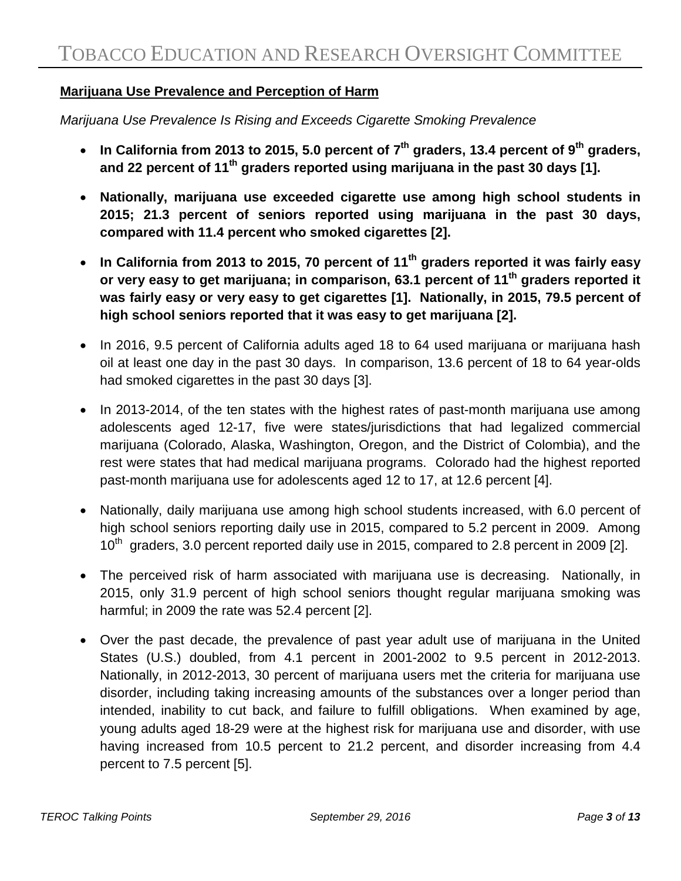**Marijuana Use Prevalence and Perception of Harm**

*Marijuana Use Prevalence Is Rising and Exceeds Cigarette Smoking Prevalence*

- **In California from 2013 to 2015, 5.0 percent of 7th graders, 13.4 percent of 9th graders, and 22 percent of 11th graders reported using marijuana in the past 30 days [1].**
- **Nationally, marijuana use exceeded cigarette use among high school students in 2015; 21.3 percent of seniors reported using marijuana in the past 30 days, compared with 11.4 percent who smoked cigarettes [2].**
- **In California from 2013 to 2015, 70 percent of 11th graders reported it was fairly easy or very easy to get marijuana; in comparison, 63.1 percent of 11th graders reported it was fairly easy or very easy to get cigarettes [1]. Nationally, in 2015, 79.5 percent of high school seniors reported that it was easy to get marijuana [2].**
- In 2016, 9.5 percent of California adults aged 18 to 64 used marijuana or marijuana hash oil at least one day in the past 30 days. In comparison, 13.6 percent of 18 to 64 year-olds had smoked cigarettes in the past 30 days [3].
- In 2013-2014, of the ten states with the highest rates of past-month marijuana use among adolescents aged 12-17, five were states/jurisdictions that had legalized commercial marijuana (Colorado, Alaska, Washington, Oregon, and the District of Colombia), and the rest were states that had medical marijuana programs. Colorado had the highest reported past-month marijuana use for adolescents aged 12 to 17, at 12.6 percent [4].
- Nationally, daily marijuana use among high school students increased, with 6.0 percent of high school seniors reporting daily use in 2015, compared to 5.2 percent in 2009. Among 10th graders, 3.0 percent reported daily use in 2015, compared to 2.8 percent in 2009 [2].
- The perceived risk of harm associated with marijuana use is decreasing. Nationally, in 2015, only 31.9 percent of high school seniors thought regular marijuana smoking was harmful; in 2009 the rate was 52.4 percent [2].
- Over the past decade, the prevalence of past year adult use of marijuana in the United States (U.S.) doubled, from 4.1 percent in 2001-2002 to 9.5 percent in 2012-2013. Nationally, in 2012-2013, 30 percent of marijuana users met the criteria for marijuana use disorder, including taking increasing amounts of the substances over a longer period than intended, inability to cut back, and failure to fulfill obligations. When examined by age, young adults aged 18-29 were at the highest risk for marijuana use and disorder, with use having increased from 10.5 percent to 21.2 percent, and disorder increasing from 4.4 percent to 7.5 percent [5].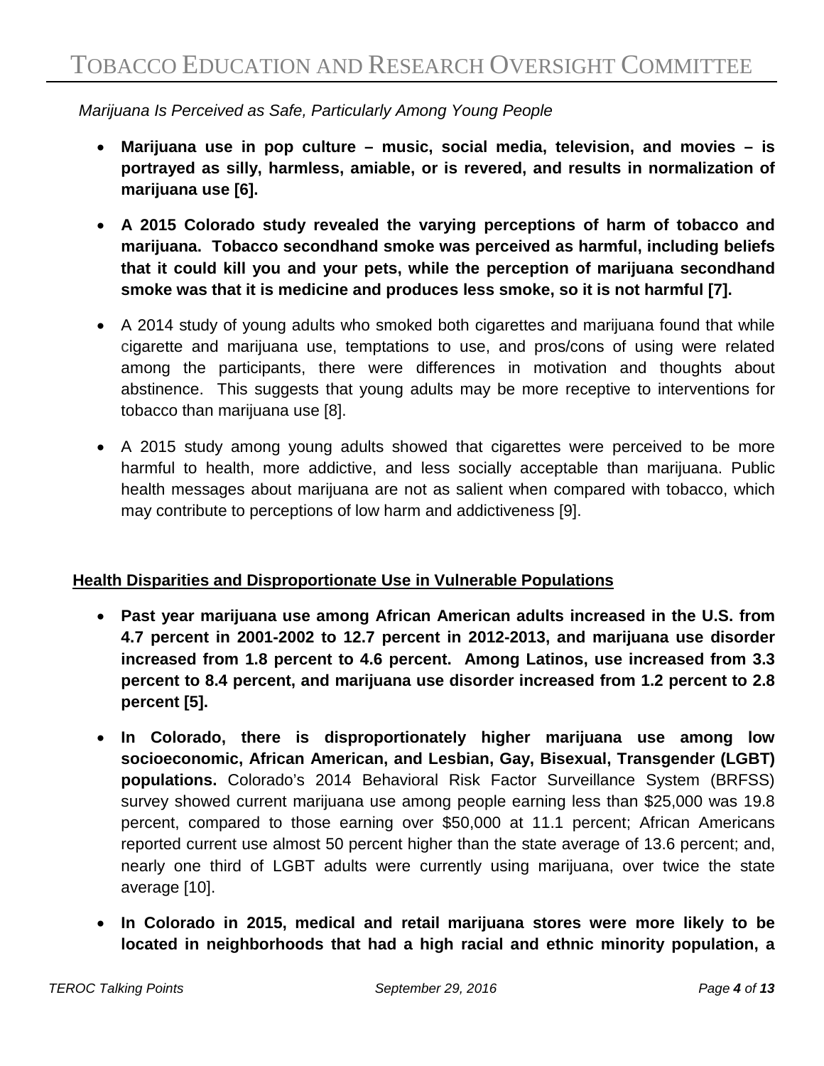*Marijuana Is Perceived as Safe, Particularly Among Young People*

- **Marijuana use in pop culture – music, social media, television, and movies – is portrayed as silly, harmless, amiable, or is revered, and results in normalization of marijuana use [6].**
- **A 2015 Colorado study revealed the varying perceptions of harm of tobacco and marijuana. Tobacco secondhand smoke was perceived as harmful, including beliefs that it could kill you and your pets, while the perception of marijuana secondhand smoke was that it is medicine and produces less smoke, so it is not harmful [7].**
- A 2014 study of young adults who smoked both cigarettes and marijuana found that while cigarette and marijuana use, temptations to use, and pros/cons of using were related among the participants, there were differences in motivation and thoughts about abstinence. This suggests that young adults may be more receptive to interventions for tobacco than marijuana use [8].
- A 2015 study among young adults showed that cigarettes were perceived to be more harmful to health, more addictive, and less socially acceptable than marijuana. Public health messages about marijuana are not as salient when compared with tobacco, which may contribute to perceptions of low harm and addictiveness [9].

**Health Disparities and Disproportionate Use in Vulnerable Populations**

- **Past year marijuana use among African American adults increased in the U.S. from 4.7 percent in 2001-2002 to 12.7 percent in 2012-2013, and marijuana use disorder increased from 1.8 percent to 4.6 percent. Among Latinos, use increased from 3.3 percent to 8.4 percent, and marijuana use disorder increased from 1.2 percent to 2.8 percent [5].**
- **In Colorado, there is disproportionately higher marijuana use among low socioeconomic, African American, and Lesbian, Gay, Bisexual, Transgender (LGBT) populations.** Colorado's 2014 Behavioral Risk Factor Surveillance System (BRFSS) survey showed current marijuana use among people earning less than $25,000 was 19.8 percent, compared to those earning over $50,000 at 11.1 percent; African Americans reported current use almost 50 percent higher than the state average of 13.6 percent; and, nearly one third of LGBT adults were currently using marijuana, over twice the state average [10].
- **In Colorado in 2015, medical and retail marijuana stores were more likely to be located in neighborhoods that had a high racial and ethnic minority population, a**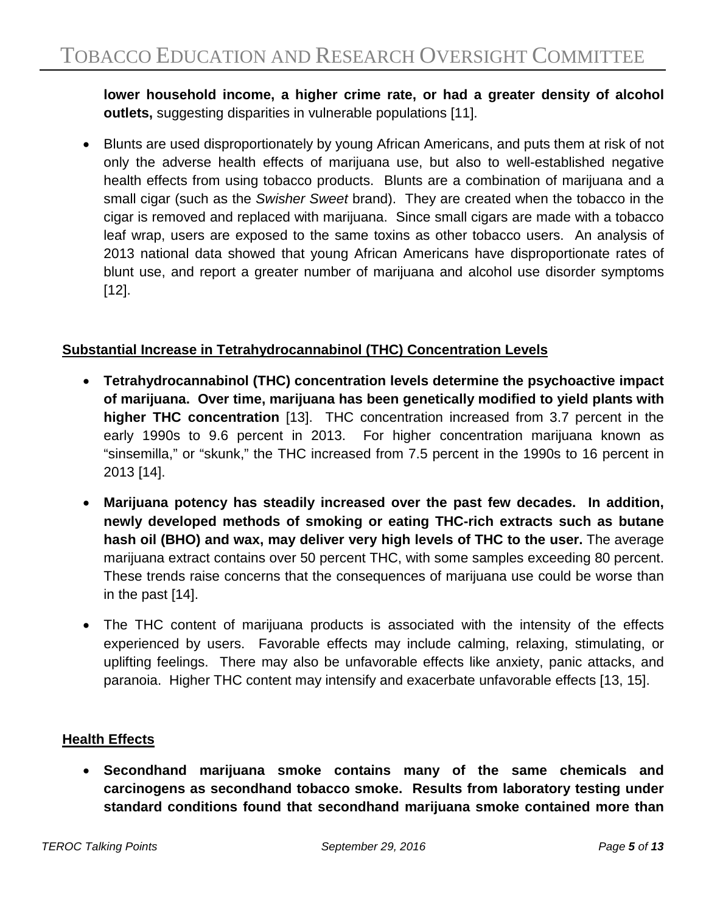**lower household income, a higher crime rate, or had a greater density of alcohol outlets,** suggesting disparities in vulnerable populations [11].

- Blunts are used disproportionately by young African Americans, and puts them at risk of not only the adverse health effects of marijuana use, but also to well-established negative health effects from using tobacco products. Blunts are a combination of marijuana and a small cigar (such as the *Swisher Sweet* brand). They are created when the tobacco in the cigar is removed and replaced with marijuana. Since small cigars are made with a tobacco leaf wrap, users are exposed to the same toxins as other tobacco users. An analysis of 2013 national data showed that young African Americans have disproportionate rates of blunt use, and report a greater number of marijuana and alcohol use disorder symptoms [12].

## Substantial Increase in Tetrahydrocannabinol (THC) Concentration Levels

- **Tetrahydrocannabinol (THC) concentration levels determine the psychoactive impact of marijuana. Over time, marijuana has been genetically modified to yield plants with higher THC concentration** [13]. THC concentration increased from 3.7 percent in the early 1990s to 9.6 percent in 2013. For higher concentration marijuana known as "sinsemilla," or "skunk," the THC increased from 7.5 percent in the 1990s to 16 percent in 2013 [14].

- **Marijuana potency has steadily increased over the past few decades. In addition, newly developed methods of smoking or eating THC-rich extracts such as butane hash oil (BHO) and wax, may deliver very high levels of THC to the user.** The average marijuana extract contains over 50 percent THC, with some samples exceeding 80 percent. These trends raise concerns that the consequences of marijuana use could be worse than in the past [14].

- The THC content of marijuana products is associated with the intensity of the effects experienced by users. Favorable effects may include calming, relaxing, stimulating, or uplifting feelings. There may also be unfavorable effects like anxiety, panic attacks, and paranoia. Higher THC content may intensify and exacerbate unfavorable effects [13, 15].

## Health Effects

- **Secondhand marijuana smoke contains many of the same chemicals and carcinogens as secondhand tobacco smoke. Results from laboratory testing under standard conditions found that secondhand marijuana smoke contained more than**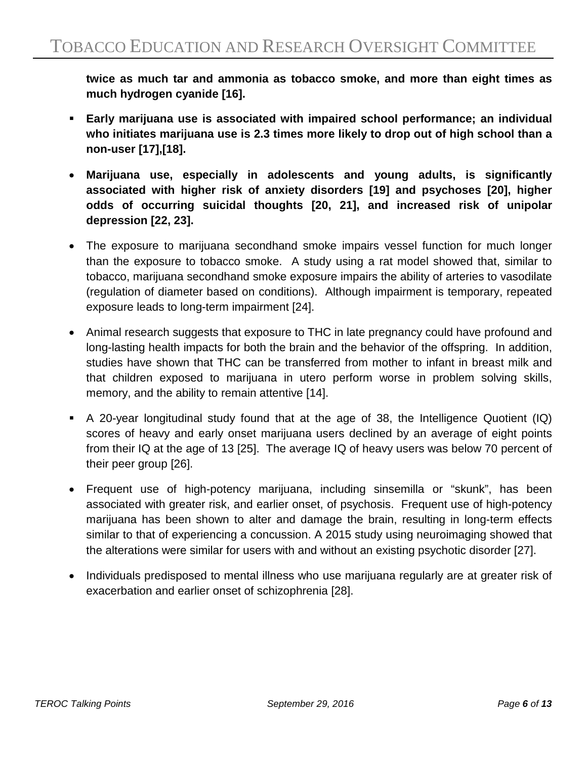**twice as much tar and ammonia as tobacco smoke, and more than eight times as much hydrogen cyanide [16].**

- **Early marijuana use is associated with impaired school performance; an individual who initiates marijuana use is 2.3 times more likely to drop out of high school than a non-user [17],[18].**

- **Marijuana use, especially in adolescents and young adults, is significantly associated with higher risk of anxiety disorders [19] and psychoses [20], higher odds of occurring suicidal thoughts [20, 21], and increased risk of unipolar depression [22, 23].**

- The exposure to marijuana secondhand smoke impairs vessel function for much longer than the exposure to tobacco smoke. A study using a rat model showed that, similar to tobacco, marijuana secondhand smoke exposure impairs the ability of arteries to vasodilate (regulation of diameter based on conditions). Although impairment is temporary, repeated exposure leads to long-term impairment [24].

- Animal research suggests that exposure to THC in late pregnancy could have profound and long-lasting health impacts for both the brain and the behavior of the offspring. In addition, studies have shown that THC can be transferred from mother to infant in breast milk and that children exposed to marijuana in utero perform worse in problem solving skills, memory, and the ability to remain attentive [14].

- A 20-year longitudinal study found that at the age of 38, the Intelligence Quotient (IQ) scores of heavy and early onset marijuana users declined by an average of eight points from their IQ at the age of 13 [25]. The average IQ of heavy users was below 70 percent of their peer group [26].

- Frequent use of high-potency marijuana, including sinsemilla or "skunk", has been associated with greater risk, and earlier onset, of psychosis. Frequent use of high-potency marijuana has been shown to alter and damage the brain, resulting in long-term effects similar to that of experiencing a concussion. A 2015 study using neuroimaging showed that the alterations were similar for users with and without an existing psychotic disorder [27].

- Individuals predisposed to mental illness who use marijuana regularly are at greater risk of exacerbation and earlier onset of schizophrenia [28].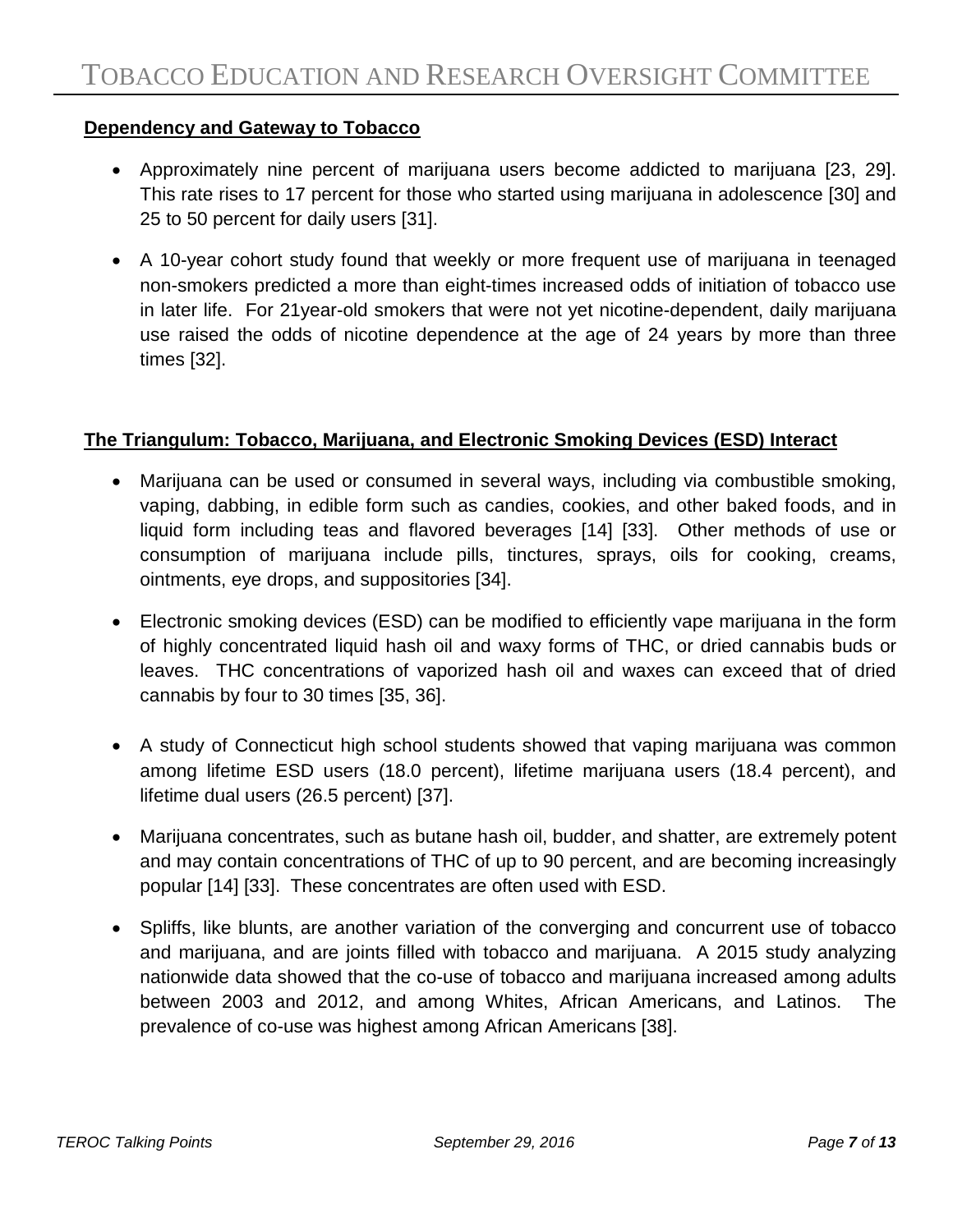**Dependency and Gateway to Tobacco**

- Approximately nine percent of marijuana users become addicted to marijuana [23, 29]. This rate rises to 17 percent for those who started using marijuana in adolescence [30] and 25 to 50 percent for daily users [31].
- A 10-year cohort study found that weekly or more frequent use of marijuana in teenaged non-smokers predicted a more than eight-times increased odds of initiation of tobacco use in later life. For 21year-old smokers that were not yet nicotine-dependent, daily marijuana use raised the odds of nicotine dependence at the age of 24 years by more than three times [32].

**The Triangulum: Tobacco, Marijuana, and Electronic Smoking Devices (ESD) Interact**

- Marijuana can be used or consumed in several ways, including via combustible smoking, vaping, dabbing, in edible form such as candies, cookies, and other baked foods, and in liquid form including teas and flavored beverages [14] [33]. Other methods of use or consumption of marijuana include pills, tinctures, sprays, oils for cooking, creams, ointments, eye drops, and suppositories [34].
- Electronic smoking devices (ESD) can be modified to efficiently vape marijuana in the form of highly concentrated liquid hash oil and waxy forms of THC, or dried cannabis buds or leaves. THC concentrations of vaporized hash oil and waxes can exceed that of dried cannabis by four to 30 times [35, 36].
- A study of Connecticut high school students showed that vaping marijuana was common among lifetime ESD users (18.0 percent), lifetime marijuana users (18.4 percent), and lifetime dual users (26.5 percent) [37].
- Marijuana concentrates, such as butane hash oil, budder, and shatter, are extremely potent and may contain concentrations of THC of up to 90 percent, and are becoming increasingly popular [14] [33]. These concentrates are often used with ESD.
- Spliffs, like blunts, are another variation of the converging and concurrent use of tobacco and marijuana, and are joints filled with tobacco and marijuana. A 2015 study analyzing nationwide data showed that the co-use of tobacco and marijuana increased among adults between 2003 and 2012, and among Whites, African Americans, and Latinos. The prevalence of co-use was highest among African Americans [38].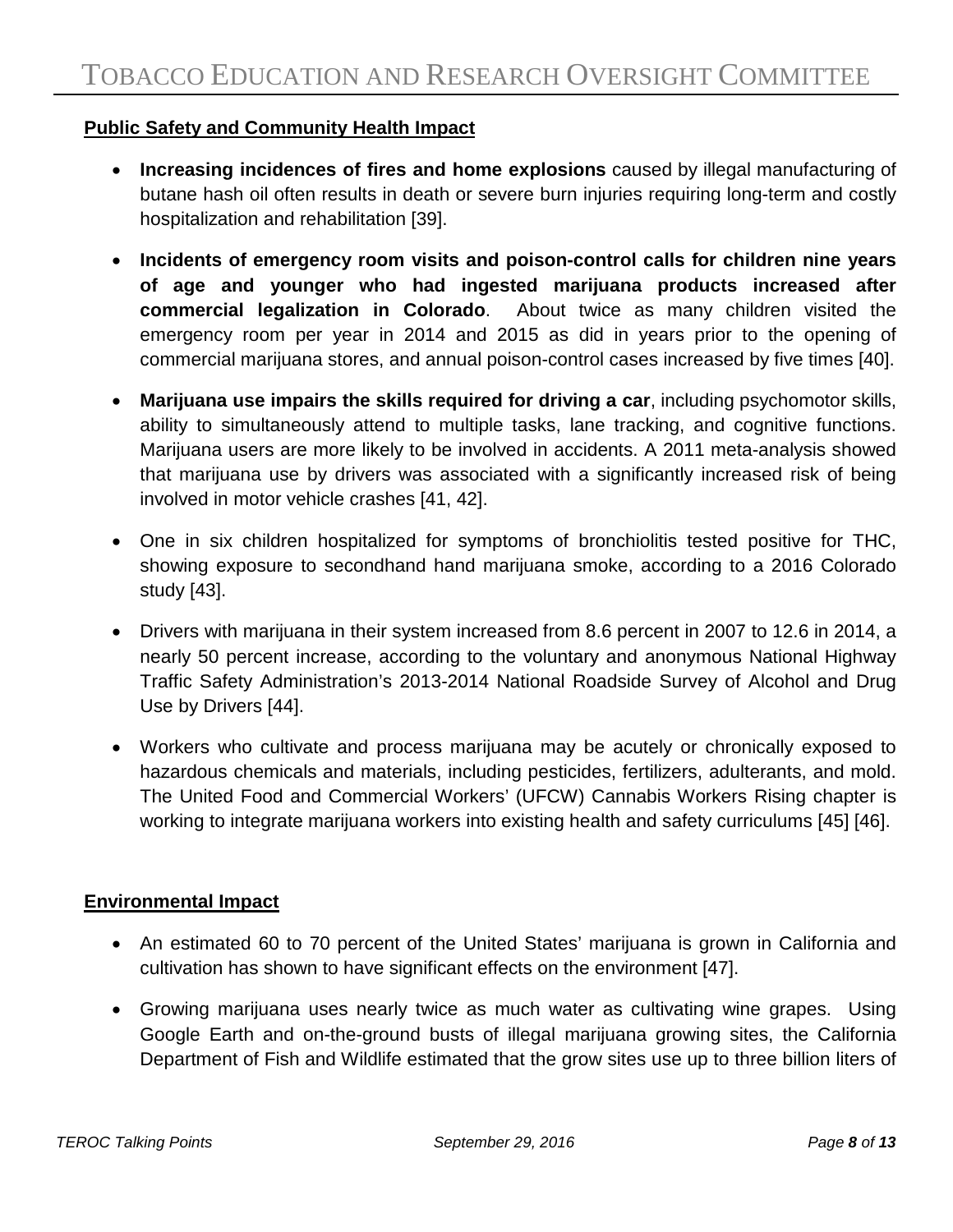**Public Safety and Community Health Impact**

- **Increasing incidences of fires and home explosions** caused by illegal manufacturing of butane hash oil often results in death or severe burn injuries requiring long-term and costly hospitalization and rehabilitation [39].
- **Incidents of emergency room visits and poison-control calls for children nine years of age and younger who had ingested marijuana products increased after commercial legalization in Colorado**. About twice as many children visited the emergency room per year in 2014 and 2015 as did in years prior to the opening of commercial marijuana stores, and annual poison-control cases increased by five times [40].
- **Marijuana use impairs the skills required for driving a car**, including psychomotor skills, ability to simultaneously attend to multiple tasks, lane tracking, and cognitive functions. Marijuana users are more likely to be involved in accidents. A 2011 meta-analysis showed that marijuana use by drivers was associated with a significantly increased risk of being involved in motor vehicle crashes [41, 42].
- One in six children hospitalized for symptoms of bronchiolitis tested positive for THC, showing exposure to secondhand hand marijuana smoke, according to a 2016 Colorado study [43].
- Drivers with marijuana in their system increased from 8.6 percent in 2007 to 12.6 in 2014, a nearly 50 percent increase, according to the voluntary and anonymous National Highway Traffic Safety Administration's 2013-2014 National Roadside Survey of Alcohol and Drug Use by Drivers [44].
- Workers who cultivate and process marijuana may be acutely or chronically exposed to hazardous chemicals and materials, including pesticides, fertilizers, adulterants, and mold. The United Food and Commercial Workers' (UFCW) Cannabis Workers Rising chapter is working to integrate marijuana workers into existing health and safety curriculums [45] [46].

**Environmental Impact**

- An estimated 60 to 70 percent of the United States' marijuana is grown in California and cultivation has shown to have significant effects on the environment [47].
- Growing marijuana uses nearly twice as much water as cultivating wine grapes. Using Google Earth and on-the-ground busts of illegal marijuana growing sites, the California Department of Fish and Wildlife estimated that the grow sites use up to three billion liters of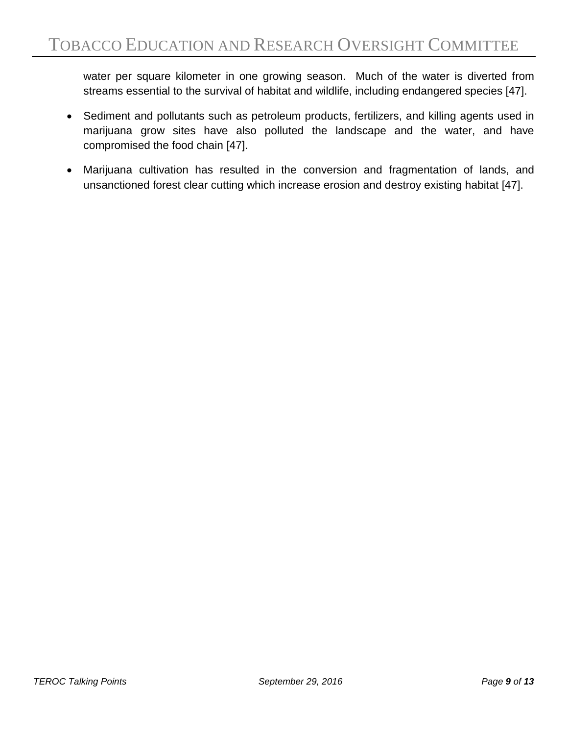water per square kilometer in one growing season. Much of the water is diverted from streams essential to the survival of habitat and wildlife, including endangered species [47].

- Sediment and pollutants such as petroleum products, fertilizers, and killing agents used in marijuana grow sites have also polluted the landscape and the water, and have compromised the food chain [47].
- Marijuana cultivation has resulted in the conversion and fragmentation of lands, and unsanctioned forest clear cutting which increase erosion and destroy existing habitat [47].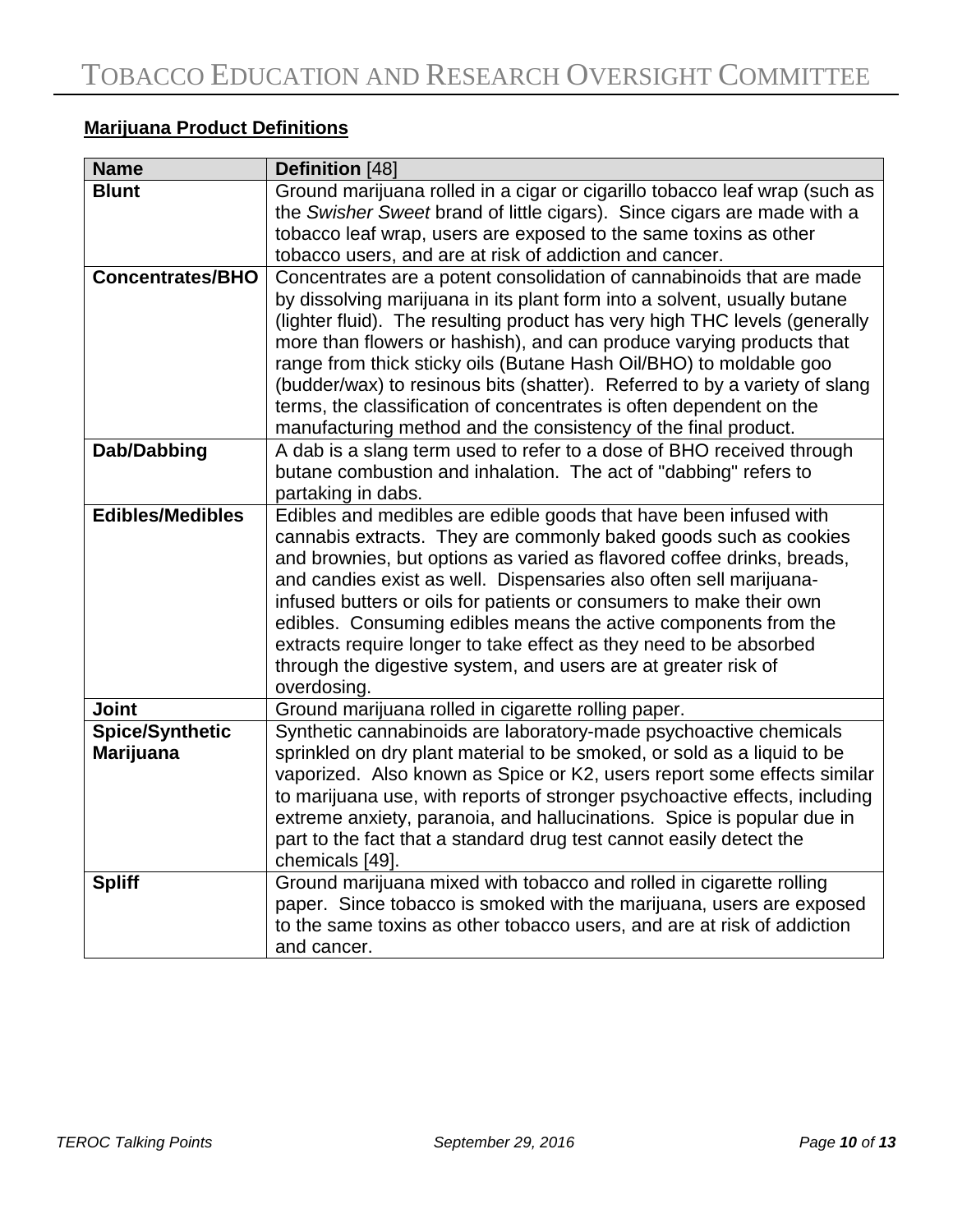**Marijuana Product Definitions**

| Name | Definition [48] |
|---|---|
| **Blunt** | Ground marijuana rolled in a cigar or cigarillo tobacco leaf wrap (such as the *Swisher Sweet* brand of little cigars). Since cigars are made with a tobacco leaf wrap, users are exposed to the same toxins as other tobacco users, and are at risk of addiction and cancer. |
| **Concentrates/BHO** | Concentrates are a potent consolidation of cannabinoids that are made by dissolving marijuana in its plant form into a solvent, usually butane (lighter fluid). The resulting product has very high THC levels (generally more than flowers or hashish), and can produce varying products that range from thick sticky oils (Butane Hash Oil/BHO) to moldable goo (budder/wax) to resinous bits (shatter). Referred to by a variety of slang terms, the classification of concentrates is often dependent on the manufacturing method and the consistency of the final product. |
| **Dab/Dabbing** | A dab is a slang term used to refer to a dose of BHO received through butane combustion and inhalation. The act of "dabbing" refers to partaking in dabs. |
| **Edibles/Medibles** | Edibles and medibles are edible goods that have been infused with cannabis extracts. They are commonly baked goods such as cookies and brownies, but options as varied as flavored coffee drinks, breads, and candies exist as well. Dispensaries also often sell marijuana-infused butters or oils for patients or consumers to make their own edibles. Consuming edibles means the active components from the extracts require longer to take effect as they need to be absorbed through the digestive system, and users are at greater risk of overdosing. |
| **Joint** | Ground marijuana rolled in cigarette rolling paper. |
| **Spice/Synthetic Marijuana** | Synthetic cannabinoids are laboratory-made psychoactive chemicals sprinkled on dry plant material to be smoked, or sold as a liquid to be vaporized. Also known as Spice or K2, users report some effects similar to marijuana use, with reports of stronger psychoactive effects, including extreme anxiety, paranoia, and hallucinations. Spice is popular due in part to the fact that a standard drug test cannot easily detect the chemicals [49]. |
| **Spliff** | Ground marijuana mixed with tobacco and rolled in cigarette rolling paper. Since tobacco is smoked with the marijuana, users are exposed to the same toxins as other tobacco users, and are at risk of addiction and cancer. |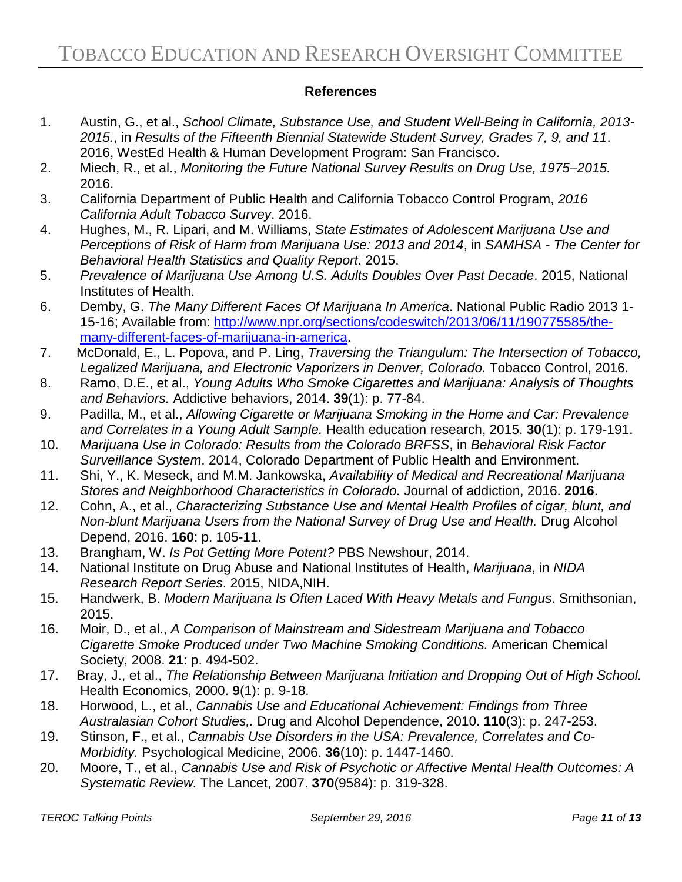**References**

1. Austin, G., et al., *School Climate, Substance Use, and Student Well-Being in California, 2013-2015.*, in *Results of the Fifteenth Biennial Statewide Student Survey, Grades 7, 9, and 11*. 2016, WestEd Health & Human Development Program: San Francisco.
2. Miech, R., et al., *Monitoring the Future National Survey Results on Drug Use, 1975–2015.* 2016.
3. California Department of Public Health and California Tobacco Control Program, *2016 California Adult Tobacco Survey*. 2016.
4. Hughes, M., R. Lipari, and M. Williams, *State Estimates of Adolescent Marijuana Use and Perceptions of Risk of Harm from Marijuana Use: 2013 and 2014*, in *SAMHSA - The Center for Behavioral Health Statistics and Quality Report*. 2015.
5. *Prevalence of Marijuana Use Among U.S. Adults Doubles Over Past Decade*. 2015, National Institutes of Health.
6. Demby, G. *The Many Different Faces Of Marijuana In America*. National Public Radio 2013 1-15-16; Available from: [http://www.npr.org/sections/codeswitch/2013/06/11/190775585/the-many-different-faces-of-marijuana-in-america](http://www.npr.org/sections/codeswitch/2013/06/11/190775585/the-many-different-faces-of-marijuana-in-america).
7. McDonald, E., L. Popova, and P. Ling, *Traversing the Triangulum: The Intersection of Tobacco, Legalized Marijuana, and Electronic Vaporizers in Denver, Colorado.* Tobacco Control, 2016.
8. Ramo, D.E., et al., *Young Adults Who Smoke Cigarettes and Marijuana: Analysis of Thoughts and Behaviors.* Addictive behaviors, 2014. **39**(1): p. 77-84.
9. Padilla, M., et al., *Allowing Cigarette or Marijuana Smoking in the Home and Car: Prevalence and Correlates in a Young Adult Sample.* Health education research, 2015. **30**(1): p. 179-191.
10. *Marijuana Use in Colorado: Results from the Colorado BRFSS*, in *Behavioral Risk Factor Surveillance System*. 2014, Colorado Department of Public Health and Environment.
11. Shi, Y., K. Meseck, and M.M. Jankowska, *Availability of Medical and Recreational Marijuana Stores and Neighborhood Characteristics in Colorado.* Journal of addiction, 2016. **2016**.
12. Cohn, A., et al., *Characterizing Substance Use and Mental Health Profiles of cigar, blunt, and Non-blunt Marijuana Users from the National Survey of Drug Use and Health.* Drug Alcohol Depend, 2016. **160**: p. 105-11.
13. Brangham, W. *Is Pot Getting More Potent?* PBS Newshour, 2014.
14. National Institute on Drug Abuse and National Institutes of Health, *Marijuana*, in *NIDA Research Report Series*. 2015, NIDA,NIH.
15. Handwerk, B. *Modern Marijuana Is Often Laced With Heavy Metals and Fungus*. Smithsonian, 2015.
16. Moir, D., et al., *A Comparison of Mainstream and Sidestream Marijuana and Tobacco Cigarette Smoke Produced under Two Machine Smoking Conditions.* American Chemical Society, 2008. **21**: p. 494-502.
17. Bray, J., et al., *The Relationship Between Marijuana Initiation and Dropping Out of High School.* Health Economics, 2000. **9**(1): p. 9-18.
18. Horwood, L., et al., *Cannabis Use and Educational Achievement: Findings from Three Australasian Cohort Studies,.* Drug and Alcohol Dependence, 2010. **110**(3): p. 247-253.
19. Stinson, F., et al., *Cannabis Use Disorders in the USA: Prevalence, Correlates and Co-Morbidity.* Psychological Medicine, 2006. **36**(10): p. 1447-1460.
20. Moore, T., et al., *Cannabis Use and Risk of Psychotic or Affective Mental Health Outcomes: A Systematic Review.* The Lancet, 2007. **370**(9584): p. 319-328.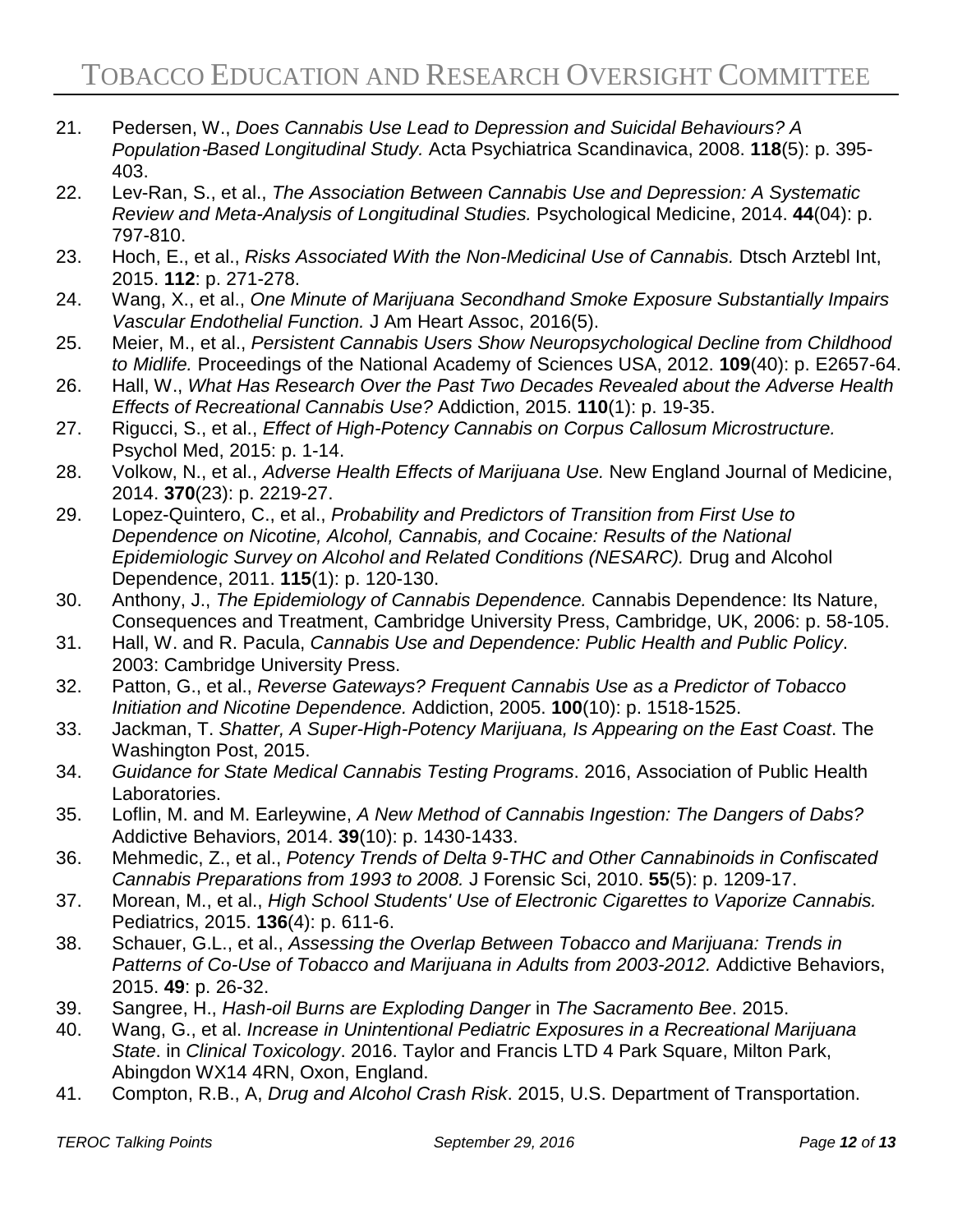21. Pedersen, W., *Does Cannabis Use Lead to Depression and Suicidal Behaviours? A Population‐Based Longitudinal Study.* Acta Psychiatrica Scandinavica, 2008. **118**(5): p. 395-403.
22. Lev-Ran, S., et al., *The Association Between Cannabis Use and Depression: A Systematic Review and Meta-Analysis of Longitudinal Studies.* Psychological Medicine, 2014. **44**(04): p. 797-810.
23. Hoch, E., et al., *Risks Associated With the Non-Medicinal Use of Cannabis.* Dtsch Arztebl Int, 2015. **112**: p. 271-278.
24. Wang, X., et al., *One Minute of Marijuana Secondhand Smoke Exposure Substantially Impairs Vascular Endothelial Function.* J Am Heart Assoc, 2016(5).
25. Meier, M., et al., *Persistent Cannabis Users Show Neuropsychological Decline from Childhood to Midlife.* Proceedings of the National Academy of Sciences USA, 2012. **109**(40): p. E2657-64.
26. Hall, W., *What Has Research Over the Past Two Decades Revealed about the Adverse Health Effects of Recreational Cannabis Use?* Addiction, 2015. **110**(1): p. 19-35.
27. Rigucci, S., et al., *Effect of High-Potency Cannabis on Corpus Callosum Microstructure.* Psychol Med, 2015: p. 1-14.
28. Volkow, N., et al., *Adverse Health Effects of Marijuana Use.* New England Journal of Medicine, 2014. **370**(23): p. 2219-27.
29. Lopez-Quintero, C., et al., *Probability and Predictors of Transition from First Use to Dependence on Nicotine, Alcohol, Cannabis, and Cocaine: Results of the National Epidemiologic Survey on Alcohol and Related Conditions (NESARC).* Drug and Alcohol Dependence, 2011. **115**(1): p. 120-130.
30. Anthony, J., *The Epidemiology of Cannabis Dependence.* Cannabis Dependence: Its Nature, Consequences and Treatment, Cambridge University Press, Cambridge, UK, 2006: p. 58-105.
31. Hall, W. and R. Pacula, *Cannabis Use and Dependence: Public Health and Public Policy*. 2003: Cambridge University Press.
32. Patton, G., et al., *Reverse Gateways? Frequent Cannabis Use as a Predictor of Tobacco Initiation and Nicotine Dependence.* Addiction, 2005. **100**(10): p. 1518-1525.
33. Jackman, T. *Shatter, A Super-High-Potency Marijuana, Is Appearing on the East Coast*. The Washington Post, 2015.
34. *Guidance for State Medical Cannabis Testing Programs*. 2016, Association of Public Health Laboratories.
35. Loflin, M. and M. Earleywine, *A New Method of Cannabis Ingestion: The Dangers of Dabs?* Addictive Behaviors, 2014. **39**(10): p. 1430-1433.
36. Mehmedic, Z., et al., *Potency Trends of Delta 9-THC and Other Cannabinoids in Confiscated Cannabis Preparations from 1993 to 2008.* J Forensic Sci, 2010. **55**(5): p. 1209-17.
37. Morean, M., et al., *High School Students' Use of Electronic Cigarettes to Vaporize Cannabis.* Pediatrics, 2015. **136**(4): p. 611-6.
38. Schauer, G.L., et al., *Assessing the Overlap Between Tobacco and Marijuana: Trends in Patterns of Co-Use of Tobacco and Marijuana in Adults from 2003-2012.* Addictive Behaviors, 2015. **49**: p. 26-32.
39. Sangree, H., *Hash-oil Burns are Exploding Danger* in *The Sacramento Bee*. 2015.
40. Wang, G., et al. *Increase in Unintentional Pediatric Exposures in a Recreational Marijuana State*. in *Clinical Toxicology*. 2016. Taylor and Francis LTD 4 Park Square, Milton Park, Abingdon WX14 4RN, Oxon, England.
41. Compton, R.B., A, *Drug and Alcohol Crash Risk*. 2015, U.S. Department of Transportation.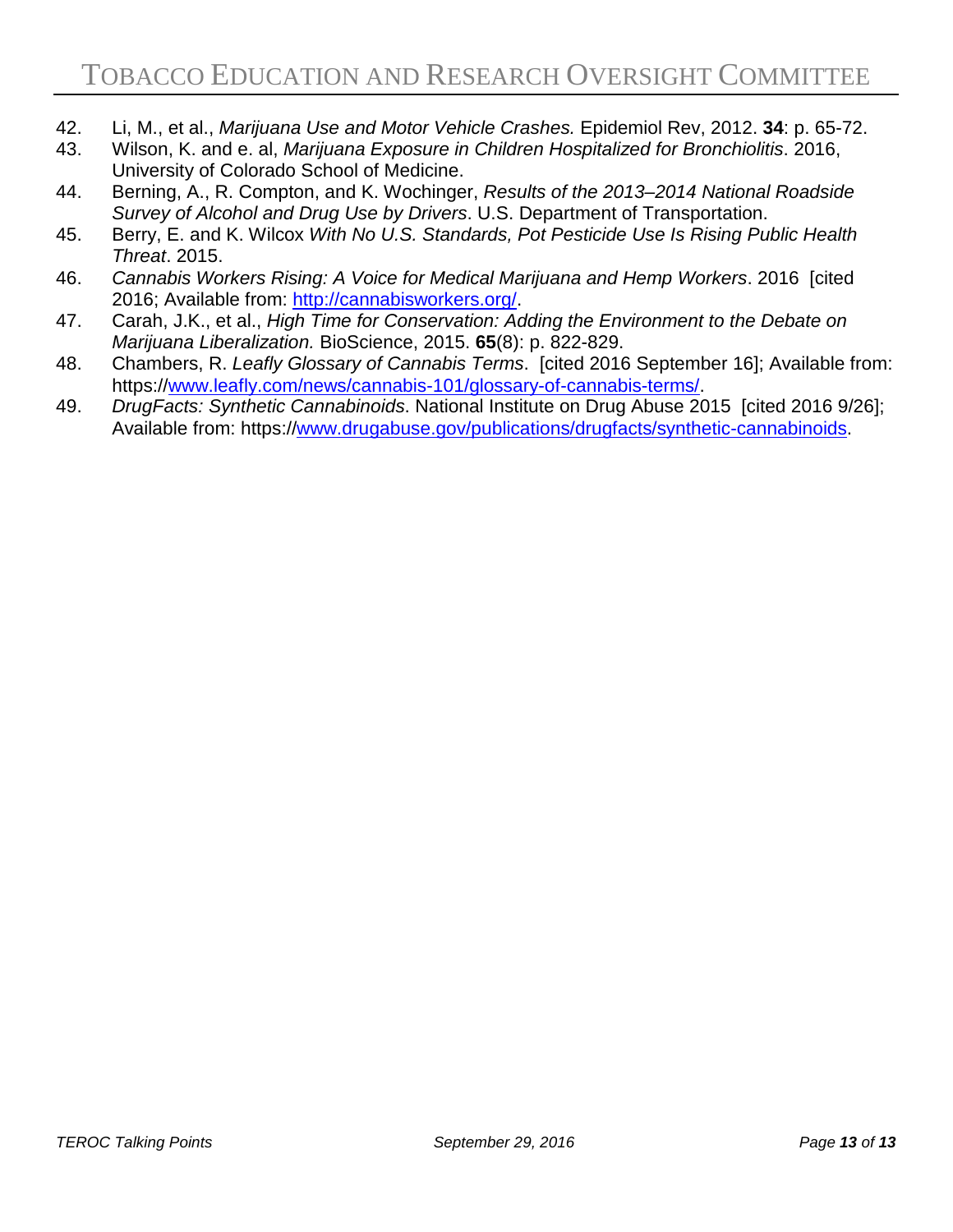42. Li, M., et al., *Marijuana Use and Motor Vehicle Crashes.* Epidemiol Rev, 2012. **34**: p. 65-72.
43. Wilson, K. and e. al, *Marijuana Exposure in Children Hospitalized for Bronchiolitis*. 2016, University of Colorado School of Medicine.
44. Berning, A., R. Compton, and K. Wochinger, *Results of the 2013–2014 National Roadside Survey of Alcohol and Drug Use by Drivers*. U.S. Department of Transportation.
45. Berry, E. and K. Wilcox *With No U.S. Standards, Pot Pesticide Use Is Rising Public Health Threat*. 2015.
46. *Cannabis Workers Rising: A Voice for Medical Marijuana and Hemp Workers*. 2016 [cited 2016; Available from: http://cannabisworkers.org/.
47. Carah, J.K., et al., *High Time for Conservation: Adding the Environment to the Debate on Marijuana Liberalization.* BioScience, 2015. **65**(8): p. 822-829.
48. Chambers, R. *Leafly Glossary of Cannabis Terms*. [cited 2016 September 16]; Available from: https://www.leafly.com/news/cannabis-101/glossary-of-cannabis-terms/.
49. *DrugFacts: Synthetic Cannabinoids*. National Institute on Drug Abuse 2015 [cited 2016 9/26]; Available from: https://www.drugabuse.gov/publications/drugfacts/synthetic-cannabinoids.